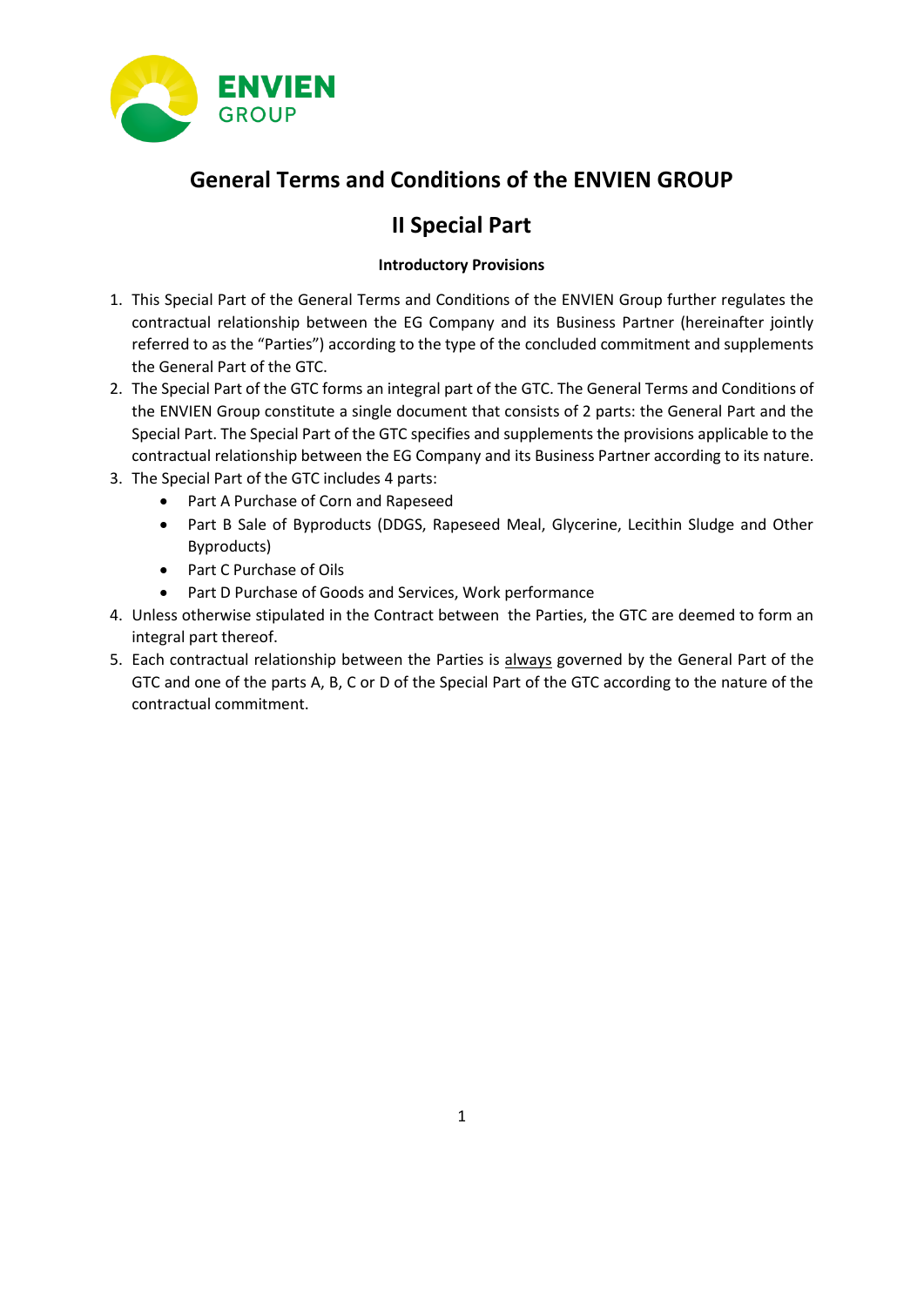# General Terms and Conditions of the ENVIEN GROUP

## II Special Part

**Introductory Provisions**

1. This Special Part of the General Terms and Conditions of the ENVIEN Group further regulates the contractual relationship between the EG Company and its Business Partner (hereinafter jointly referred to as the "Parties") according to the type of the concluded commitment and supplements the General Part of the GTC.
2. The Special Part of the GTC forms an integral part of the GTC. The General Terms and Conditions of the ENVIEN Group constitute a single document that consists of 2 parts: the General Part and the Special Part. The Special Part of the GTC specifies and supplements the provisions applicable to the contractual relationship between the EG Company and its Business Partner according to its nature.
3. The Special Part of the GTC includes 4 parts:
   - Part A Purchase of Corn and Rapeseed
   - Part B Sale of Byproducts (DDGS, Rapeseed Meal, Glycerine, Lecithin Sludge and Other Byproducts)
   - Part C Purchase of Oils
   - Part D Purchase of Goods and Services, Work performance
4. Unless otherwise stipulated in the Contract between the Parties, the GTC are deemed to form an integral part thereof.
5. Each contractual relationship between the Parties is always governed by the General Part of the GTC and one of the parts A, B, C or D of the Special Part of the GTC according to the nature of the contractual commitment.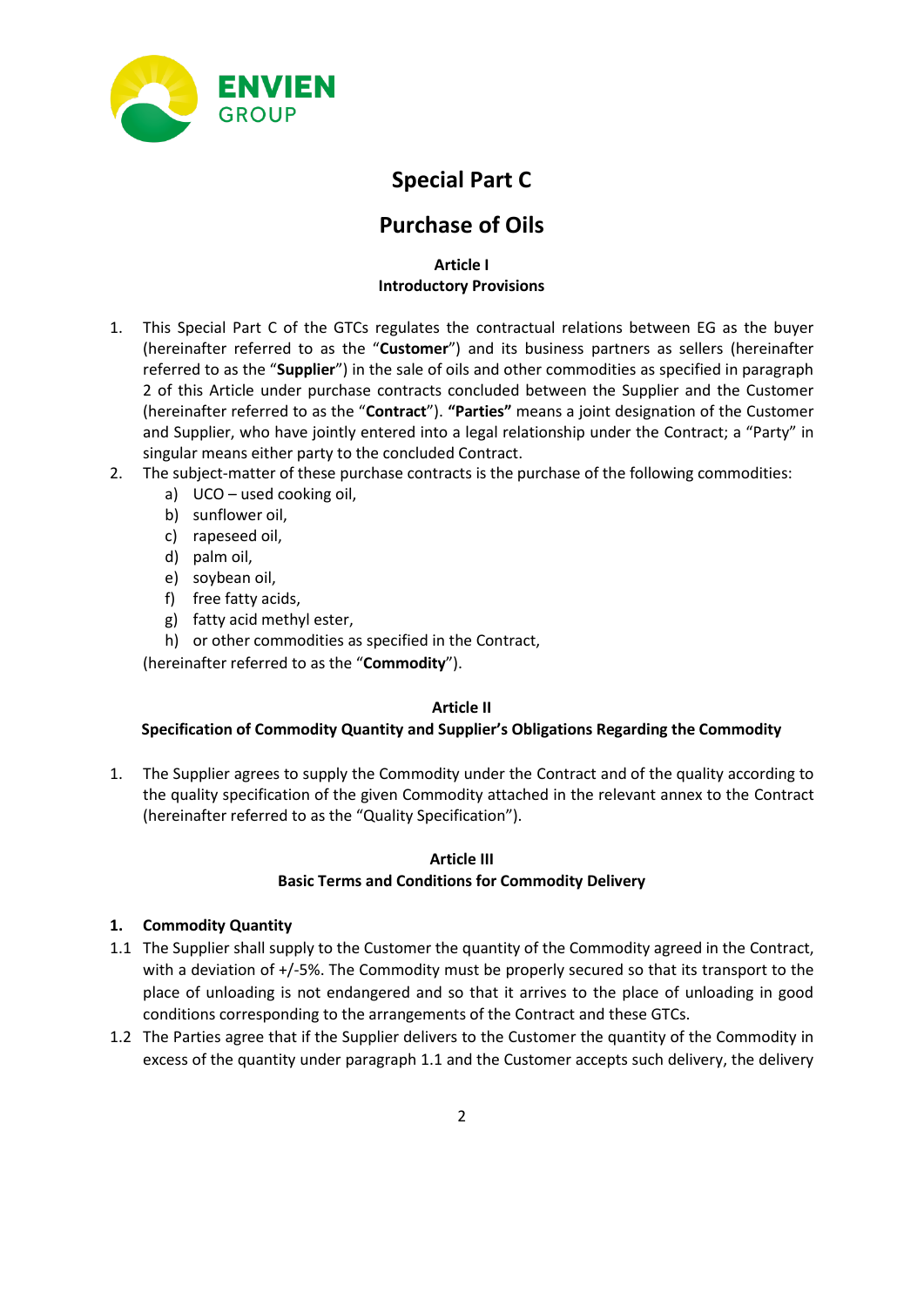# Special Part C

# Purchase of Oils

### Article I
### Introductory Provisions

1. This Special Part C of the GTCs regulates the contractual relations between EG as the buyer (hereinafter referred to as the "**Customer**") and its business partners as sellers (hereinafter referred to as the "**Supplier**") in the sale of oils and other commodities as specified in paragraph 2 of this Article under purchase contracts concluded between the Supplier and the Customer (hereinafter referred to as the "**Contract**"). **"Parties"** means a joint designation of the Customer and Supplier, who have jointly entered into a legal relationship under the Contract; a "Party" in singular means either party to the concluded Contract.
2. The subject-matter of these purchase contracts is the purchase of the following commodities:
   a) UCO – used cooking oil,
   b) sunflower oil,
   c) rapeseed oil,
   d) palm oil,
   e) soybean oil,
   f) free fatty acids,
   g) fatty acid methyl ester,
   h) or other commodities as specified in the Contract,

   (hereinafter referred to as the "**Commodity**").

### Article II
### Specification of Commodity Quantity and Supplier's Obligations Regarding the Commodity

1. The Supplier agrees to supply the Commodity under the Contract and of the quality according to the quality specification of the given Commodity attached in the relevant annex to the Contract (hereinafter referred to as the "Quality Specification").

### Article III
### Basic Terms and Conditions for Commodity Delivery

**1. Commodity Quantity**

1.1 The Supplier shall supply to the Customer the quantity of the Commodity agreed in the Contract, with a deviation of +/-5%. The Commodity must be properly secured so that its transport to the place of unloading is not endangered and so that it arrives to the place of unloading in good conditions corresponding to the arrangements of the Contract and these GTCs.

1.2 The Parties agree that if the Supplier delivers to the Customer the quantity of the Commodity in excess of the quantity under paragraph 1.1 and the Customer accepts such delivery, the delivery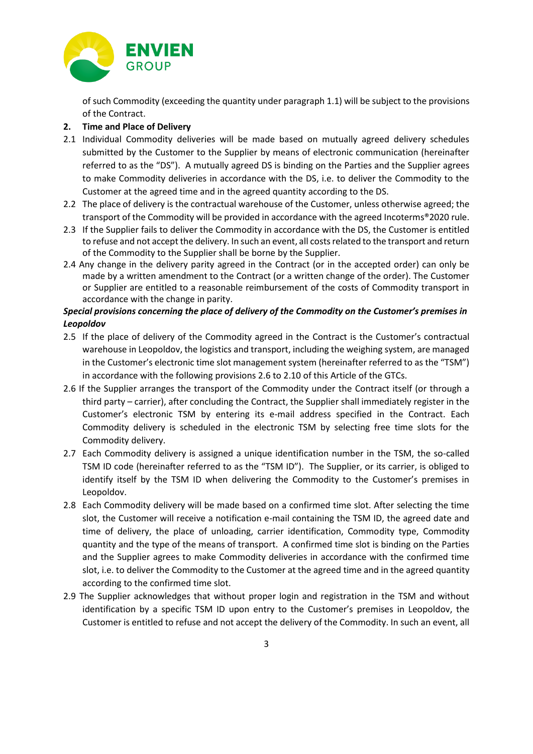of such Commodity (exceeding the quantity under paragraph 1.1) will be subject to the provisions of the Contract.

**2. Time and Place of Delivery**

2.1 Individual Commodity deliveries will be made based on mutually agreed delivery schedules submitted by the Customer to the Supplier by means of electronic communication (hereinafter referred to as the "DS"). A mutually agreed DS is binding on the Parties and the Supplier agrees to make Commodity deliveries in accordance with the DS, i.e. to deliver the Commodity to the Customer at the agreed time and in the agreed quantity according to the DS.

2.2 The place of delivery is the contractual warehouse of the Customer, unless otherwise agreed; the transport of the Commodity will be provided in accordance with the agreed Incoterms®2020 rule.

2.3 If the Supplier fails to deliver the Commodity in accordance with the DS, the Customer is entitled to refuse and not accept the delivery. In such an event, all costs related to the transport and return of the Commodity to the Supplier shall be borne by the Supplier.

2.4 Any change in the delivery parity agreed in the Contract (or in the accepted order) can only be made by a written amendment to the Contract (or a written change of the order). The Customer or Supplier are entitled to a reasonable reimbursement of the costs of Commodity transport in accordance with the change in parity.

***Special provisions concerning the place of delivery of the Commodity on the Customer's premises in Leopoldov***

2.5 If the place of delivery of the Commodity agreed in the Contract is the Customer's contractual warehouse in Leopoldov, the logistics and transport, including the weighing system, are managed in the Customer's electronic time slot management system (hereinafter referred to as the "TSM") in accordance with the following provisions 2.6 to 2.10 of this Article of the GTCs.

2.6 If the Supplier arranges the transport of the Commodity under the Contract itself (or through a third party – carrier), after concluding the Contract, the Supplier shall immediately register in the Customer's electronic TSM by entering its e-mail address specified in the Contract. Each Commodity delivery is scheduled in the electronic TSM by selecting free time slots for the Commodity delivery.

2.7 Each Commodity delivery is assigned a unique identification number in the TSM, the so-called TSM ID code (hereinafter referred to as the "TSM ID"). The Supplier, or its carrier, is obliged to identify itself by the TSM ID when delivering the Commodity to the Customer's premises in Leopoldov.

2.8 Each Commodity delivery will be made based on a confirmed time slot. After selecting the time slot, the Customer will receive a notification e-mail containing the TSM ID, the agreed date and time of delivery, the place of unloading, carrier identification, Commodity type, Commodity quantity and the type of the means of transport. A confirmed time slot is binding on the Parties and the Supplier agrees to make Commodity deliveries in accordance with the confirmed time slot, i.e. to deliver the Commodity to the Customer at the agreed time and in the agreed quantity according to the confirmed time slot.

2.9 The Supplier acknowledges that without proper login and registration in the TSM and without identification by a specific TSM ID upon entry to the Customer's premises in Leopoldov, the Customer is entitled to refuse and not accept the delivery of the Commodity. In such an event, all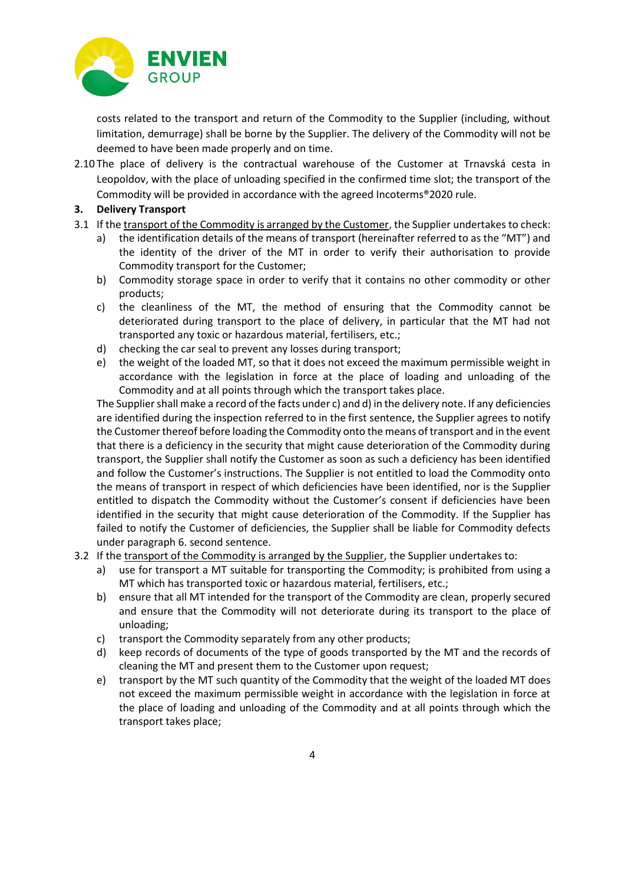costs related to the transport and return of the Commodity to the Supplier (including, without limitation, demurrage) shall be borne by the Supplier. The delivery of the Commodity will not be deemed to have been made properly and on time.

2.10 The place of delivery is the contractual warehouse of the Customer at Trnavská cesta in Leopoldov, with the place of unloading specified in the confirmed time slot; the transport of the Commodity will be provided in accordance with the agreed Incoterms®2020 rule.

**3. Delivery Transport**

3.1 If the transport of the Commodity is arranged by the Customer, the Supplier undertakes to check:

a) the identification details of the means of transport (hereinafter referred to as the "MT") and the identity of the driver of the MT in order to verify their authorisation to provide Commodity transport for the Customer;

b) Commodity storage space in order to verify that it contains no other commodity or other products;

c) the cleanliness of the MT, the method of ensuring that the Commodity cannot be deteriorated during transport to the place of delivery, in particular that the MT had not transported any toxic or hazardous material, fertilisers, etc.;

d) checking the car seal to prevent any losses during transport;

e) the weight of the loaded MT, so that it does not exceed the maximum permissible weight in accordance with the legislation in force at the place of loading and unloading of the Commodity and at all points through which the transport takes place.

The Supplier shall make a record of the facts under c) and d) in the delivery note. If any deficiencies are identified during the inspection referred to in the first sentence, the Supplier agrees to notify the Customer thereof before loading the Commodity onto the means of transport and in the event that there is a deficiency in the security that might cause deterioration of the Commodity during transport, the Supplier shall notify the Customer as soon as such a deficiency has been identified and follow the Customer's instructions. The Supplier is not entitled to load the Commodity onto the means of transport in respect of which deficiencies have been identified, nor is the Supplier entitled to dispatch the Commodity without the Customer's consent if deficiencies have been identified in the security that might cause deterioration of the Commodity. If the Supplier has failed to notify the Customer of deficiencies, the Supplier shall be liable for Commodity defects under paragraph 6. second sentence.

3.2 If the transport of the Commodity is arranged by the Supplier, the Supplier undertakes to:

a) use for transport a MT suitable for transporting the Commodity; is prohibited from using a MT which has transported toxic or hazardous material, fertilisers, etc.;

b) ensure that all MT intended for the transport of the Commodity are clean, properly secured and ensure that the Commodity will not deteriorate during its transport to the place of unloading;

c) transport the Commodity separately from any other products;

d) keep records of documents of the type of goods transported by the MT and the records of cleaning the MT and present them to the Customer upon request;

e) transport by the MT such quantity of the Commodity that the weight of the loaded MT does not exceed the maximum permissible weight in accordance with the legislation in force at the place of loading and unloading of the Commodity and at all points through which the transport takes place;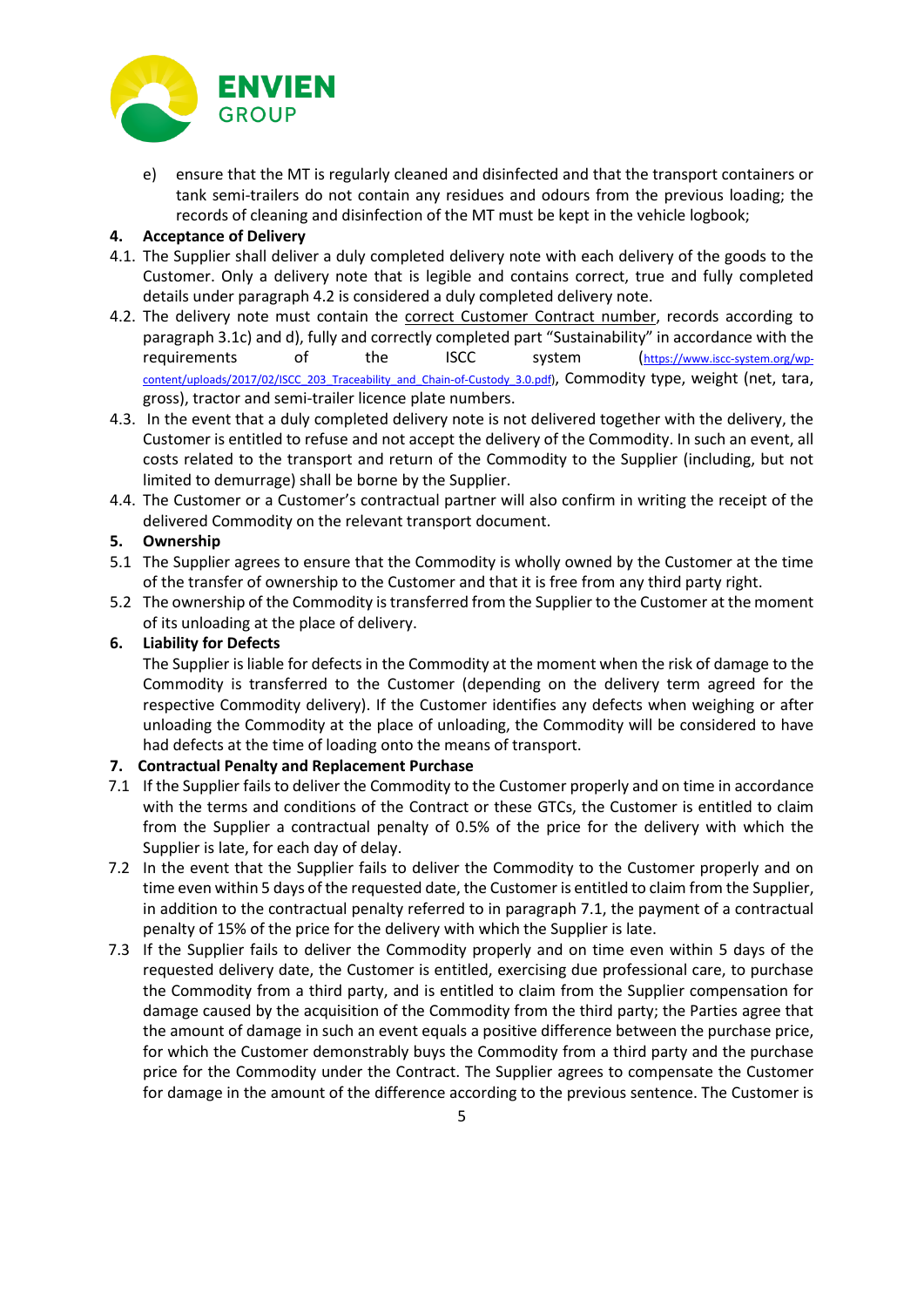e) ensure that the MT is regularly cleaned and disinfected and that the transport containers or tank semi-trailers do not contain any residues and odours from the previous loading; the records of cleaning and disinfection of the MT must be kept in the vehicle logbook;

## 4. Acceptance of Delivery

4.1. The Supplier shall deliver a duly completed delivery note with each delivery of the goods to the Customer. Only a delivery note that is legible and contains correct, true and fully completed details under paragraph 4.2 is considered a duly completed delivery note.

4.2. The delivery note must contain the correct Customer Contract number, records according to paragraph 3.1c) and d), fully and correctly completed part "Sustainability" in accordance with the requirements of the ISCC system (https://www.iscc-system.org/wp-content/uploads/2017/02/ISCC_203_Traceability_and_Chain-of-Custody_3.0.pdf), Commodity type, weight (net, tara, gross), tractor and semi-trailer licence plate numbers.

4.3. In the event that a duly completed delivery note is not delivered together with the delivery, the Customer is entitled to refuse and not accept the delivery of the Commodity. In such an event, all costs related to the transport and return of the Commodity to the Supplier (including, but not limited to demurrage) shall be borne by the Supplier.

4.4. The Customer or a Customer's contractual partner will also confirm in writing the receipt of the delivered Commodity on the relevant transport document.

## 5. Ownership

5.1 The Supplier agrees to ensure that the Commodity is wholly owned by the Customer at the time of the transfer of ownership to the Customer and that it is free from any third party right.

5.2 The ownership of the Commodity is transferred from the Supplier to the Customer at the moment of its unloading at the place of delivery.

## 6. Liability for Defects

The Supplier is liable for defects in the Commodity at the moment when the risk of damage to the Commodity is transferred to the Customer (depending on the delivery term agreed for the respective Commodity delivery). If the Customer identifies any defects when weighing or after unloading the Commodity at the place of unloading, the Commodity will be considered to have had defects at the time of loading onto the means of transport.

## 7. Contractual Penalty and Replacement Purchase

7.1 If the Supplier fails to deliver the Commodity to the Customer properly and on time in accordance with the terms and conditions of the Contract or these GTCs, the Customer is entitled to claim from the Supplier a contractual penalty of 0.5% of the price for the delivery with which the Supplier is late, for each day of delay.

7.2 In the event that the Supplier fails to deliver the Commodity to the Customer properly and on time even within 5 days of the requested date, the Customer is entitled to claim from the Supplier, in addition to the contractual penalty referred to in paragraph 7.1, the payment of a contractual penalty of 15% of the price for the delivery with which the Supplier is late.

7.3 If the Supplier fails to deliver the Commodity properly and on time even within 5 days of the requested delivery date, the Customer is entitled, exercising due professional care, to purchase the Commodity from a third party, and is entitled to claim from the Supplier compensation for damage caused by the acquisition of the Commodity from the third party; the Parties agree that the amount of damage in such an event equals a positive difference between the purchase price, for which the Customer demonstrably buys the Commodity from a third party and the purchase price for the Commodity under the Contract. The Supplier agrees to compensate the Customer for damage in the amount of the difference according to the previous sentence. The Customer is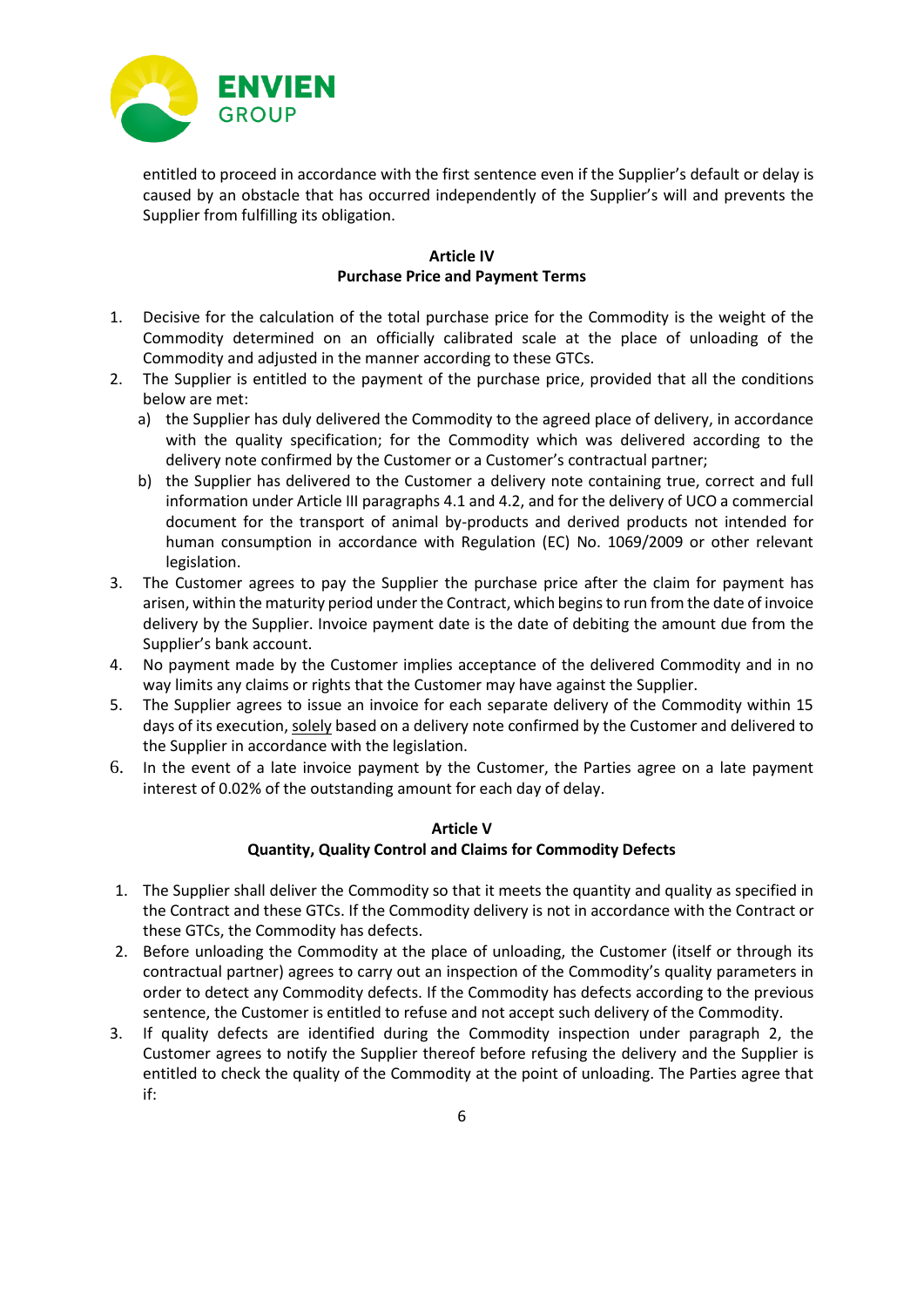entitled to proceed in accordance with the first sentence even if the Supplier's default or delay is caused by an obstacle that has occurred independently of the Supplier's will and prevents the Supplier from fulfilling its obligation.

**Article IV**
**Purchase Price and Payment Terms**

1. Decisive for the calculation of the total purchase price for the Commodity is the weight of the Commodity determined on an officially calibrated scale at the place of unloading of the Commodity and adjusted in the manner according to these GTCs.
2. The Supplier is entitled to the payment of the purchase price, provided that all the conditions below are met:
   a) the Supplier has duly delivered the Commodity to the agreed place of delivery, in accordance with the quality specification; for the Commodity which was delivered according to the delivery note confirmed by the Customer or a Customer's contractual partner;
   b) the Supplier has delivered to the Customer a delivery note containing true, correct and full information under Article III paragraphs 4.1 and 4.2, and for the delivery of UCO a commercial document for the transport of animal by-products and derived products not intended for human consumption in accordance with Regulation (EC) No. 1069/2009 or other relevant legislation.
3. The Customer agrees to pay the Supplier the purchase price after the claim for payment has arisen, within the maturity period under the Contract, which begins to run from the date of invoice delivery by the Supplier. Invoice payment date is the date of debiting the amount due from the Supplier's bank account.
4. No payment made by the Customer implies acceptance of the delivered Commodity and in no way limits any claims or rights that the Customer may have against the Supplier.
5. The Supplier agrees to issue an invoice for each separate delivery of the Commodity within 15 days of its execution, solely based on a delivery note confirmed by the Customer and delivered to the Supplier in accordance with the legislation.
6. In the event of a late invoice payment by the Customer, the Parties agree on a late payment interest of 0.02% of the outstanding amount for each day of delay.

**Article V**
**Quantity, Quality Control and Claims for Commodity Defects**

1. The Supplier shall deliver the Commodity so that it meets the quantity and quality as specified in the Contract and these GTCs. If the Commodity delivery is not in accordance with the Contract or these GTCs, the Commodity has defects.
2. Before unloading the Commodity at the place of unloading, the Customer (itself or through its contractual partner) agrees to carry out an inspection of the Commodity's quality parameters in order to detect any Commodity defects. If the Commodity has defects according to the previous sentence, the Customer is entitled to refuse and not accept such delivery of the Commodity.
3. If quality defects are identified during the Commodity inspection under paragraph 2, the Customer agrees to notify the Supplier thereof before refusing the delivery and the Supplier is entitled to check the quality of the Commodity at the point of unloading. The Parties agree that if: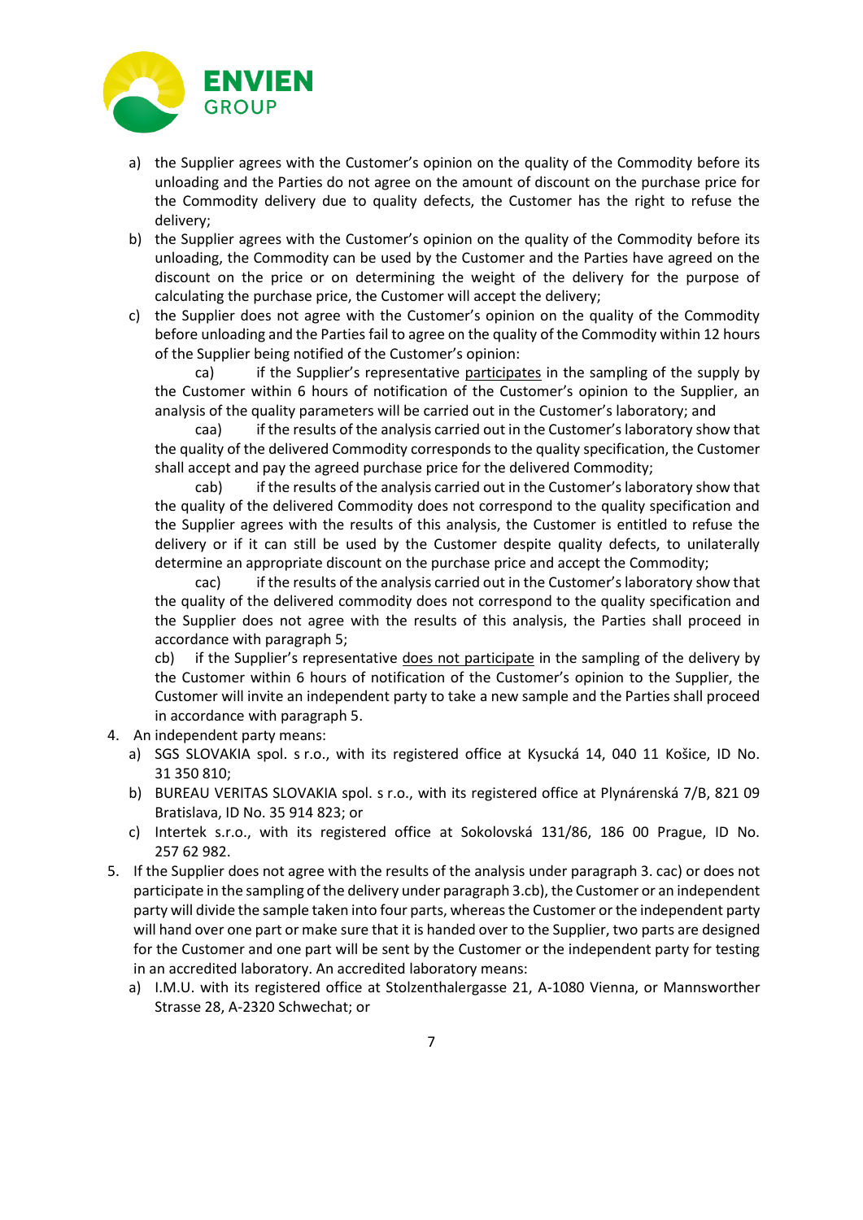a) the Supplier agrees with the Customer's opinion on the quality of the Commodity before its unloading and the Parties do not agree on the amount of discount on the purchase price for the Commodity delivery due to quality defects, the Customer has the right to refuse the delivery;

b) the Supplier agrees with the Customer's opinion on the quality of the Commodity before its unloading, the Commodity can be used by the Customer and the Parties have agreed on the discount on the price or on determining the weight of the delivery for the purpose of calculating the purchase price, the Customer will accept the delivery;

c) the Supplier does not agree with the Customer's opinion on the quality of the Commodity before unloading and the Parties fail to agree on the quality of the Commodity within 12 hours of the Supplier being notified of the Customer's opinion:

ca) if the Supplier's representative participates in the sampling of the supply by the Customer within 6 hours of notification of the Customer's opinion to the Supplier, an analysis of the quality parameters will be carried out in the Customer's laboratory; and

caa) if the results of the analysis carried out in the Customer's laboratory show that the quality of the delivered Commodity corresponds to the quality specification, the Customer shall accept and pay the agreed purchase price for the delivered Commodity;

cab) if the results of the analysis carried out in the Customer's laboratory show that the quality of the delivered Commodity does not correspond to the quality specification and the Supplier agrees with the results of this analysis, the Customer is entitled to refuse the delivery or if it can still be used by the Customer despite quality defects, to unilaterally determine an appropriate discount on the purchase price and accept the Commodity;

cac) if the results of the analysis carried out in the Customer's laboratory show that the quality of the delivered commodity does not correspond to the quality specification and the Supplier does not agree with the results of this analysis, the Parties shall proceed in accordance with paragraph 5;

cb) if the Supplier's representative does not participate in the sampling of the delivery by the Customer within 6 hours of notification of the Customer's opinion to the Supplier, the Customer will invite an independent party to take a new sample and the Parties shall proceed in accordance with paragraph 5.

4. An independent party means:
   a) SGS SLOVAKIA spol. s r.o., with its registered office at Kysucká 14, 040 11 Košice, ID No. 31 350 810;
   b) BUREAU VERITAS SLOVAKIA spol. s r.o., with its registered office at Plynárenská 7/B, 821 09 Bratislava, ID No. 35 914 823; or
   c) Intertek s.r.o., with its registered office at Sokolovská 131/86, 186 00 Prague, ID No. 257 62 982.
5. If the Supplier does not agree with the results of the analysis under paragraph 3. cac) or does not participate in the sampling of the delivery under paragraph 3.cb), the Customer or an independent party will divide the sample taken into four parts, whereas the Customer or the independent party will hand over one part or make sure that it is handed over to the Supplier, two parts are designed for the Customer and one part will be sent by the Customer or the independent party for testing in an accredited laboratory. An accredited laboratory means:
   a) I.M.U. with its registered office at Stolzenthalergasse 21, A-1080 Vienna, or Mannsworther Strasse 28, A-2320 Schwechat; or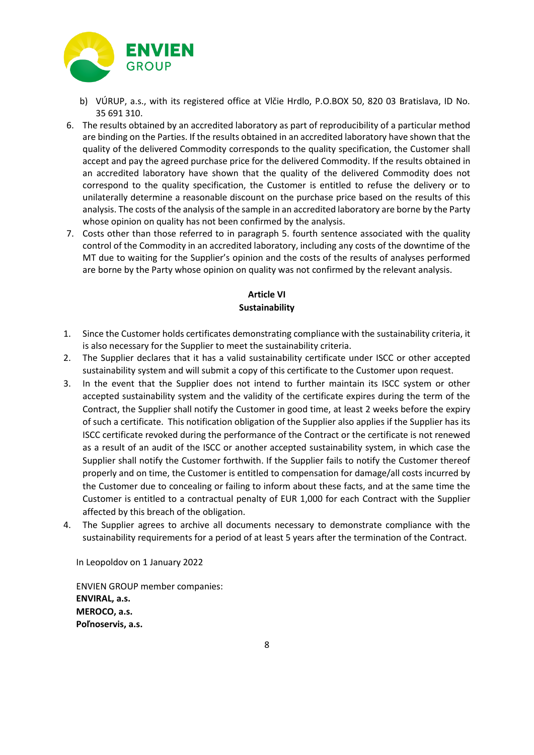b) VÚRUP, a.s., with its registered office at Vlčie Hrdlo, P.O.BOX 50, 820 03 Bratislava, ID No. 35 691 310.

6. The results obtained by an accredited laboratory as part of reproducibility of a particular method are binding on the Parties. If the results obtained in an accredited laboratory have shown that the quality of the delivered Commodity corresponds to the quality specification, the Customer shall accept and pay the agreed purchase price for the delivered Commodity. If the results obtained in an accredited laboratory have shown that the quality of the delivered Commodity does not correspond to the quality specification, the Customer is entitled to refuse the delivery or to unilaterally determine a reasonable discount on the purchase price based on the results of this analysis. The costs of the analysis of the sample in an accredited laboratory are borne by the Party whose opinion on quality has not been confirmed by the analysis.
7. Costs other than those referred to in paragraph 5. fourth sentence associated with the quality control of the Commodity in an accredited laboratory, including any costs of the downtime of the MT due to waiting for the Supplier's opinion and the costs of the results of analyses performed are borne by the Party whose opinion on quality was not confirmed by the relevant analysis.

## Article VI
## Sustainability

1. Since the Customer holds certificates demonstrating compliance with the sustainability criteria, it is also necessary for the Supplier to meet the sustainability criteria.
2. The Supplier declares that it has a valid sustainability certificate under ISCC or other accepted sustainability system and will submit a copy of this certificate to the Customer upon request.
3. In the event that the Supplier does not intend to further maintain its ISCC system or other accepted sustainability system and the validity of the certificate expires during the term of the Contract, the Supplier shall notify the Customer in good time, at least 2 weeks before the expiry of such a certificate. This notification obligation of the Supplier also applies if the Supplier has its ISCC certificate revoked during the performance of the Contract or the certificate is not renewed as a result of an audit of the ISCC or another accepted sustainability system, in which case the Supplier shall notify the Customer forthwith. If the Supplier fails to notify the Customer thereof properly and on time, the Customer is entitled to compensation for damage/all costs incurred by the Customer due to concealing or failing to inform about these facts, and at the same time the Customer is entitled to a contractual penalty of EUR 1,000 for each Contract with the Supplier affected by this breach of the obligation.
4. The Supplier agrees to archive all documents necessary to demonstrate compliance with the sustainability requirements for a period of at least 5 years after the termination of the Contract.

In Leopoldov on 1 January 2022

ENVIEN GROUP member companies:
**ENVIRAL, a.s.**
**MEROCO, a.s.**
**Poľnoservis, a.s.**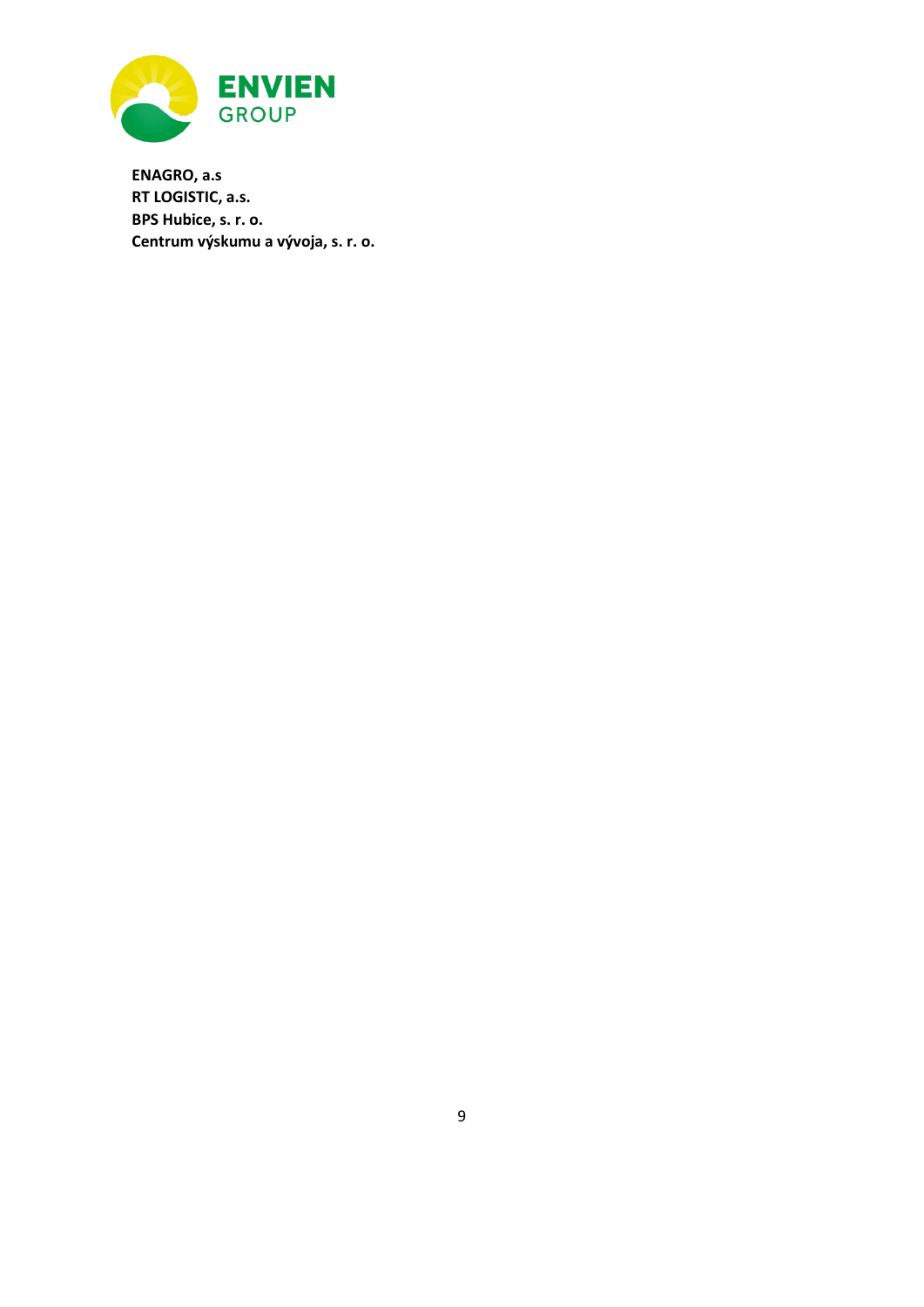**ENAGRO, a.s**
**RT LOGISTIC, a.s.**
**BPS Hubice, s. r. o.**
**Centrum výskumu a vývoja, s. r. o.**